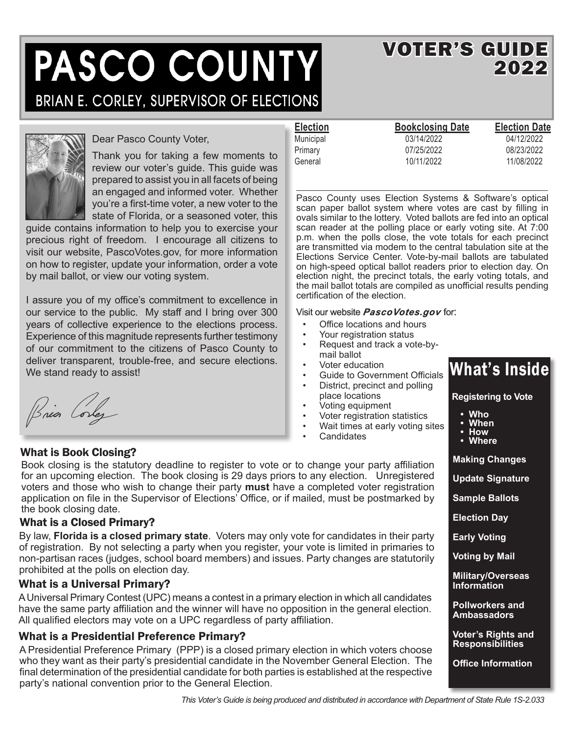# PASCO COUNTY

## BRIAN E. CORLEY, SUPERVISOR OF ELECTIONS

# VOTER'S GUIDE 2022

Dear Pasco County Voter,

Thank you for taking a few moments to review our voter's guide. This guide was prepared to assist you in all facets of being an engaged and informed voter. Whether you're a first-time voter, a new voter to the state of Florida, or a seasoned voter, this guide contains information to help you to exercise your precious right of freedom. I encourage all citizens to visit our website, PascoVotes.gov, for more information on how to register, update your information, order a vote by mail ballot, or view our voting system.

I assure you of my office's commitment to excellence in our service to the public. My staff and I bring over 300 years of collective experience to the elections process. Experience of this magnitude represents further testimony of our commitment to the citizens of Pasco County to deliver transparent, trouble-free, and secure elections. We stand ready to assist!

Brian Corley

| Election | Bookclosing Date | Election Date |
|---|---|---|
| Municipal | 03/14/2022 | 04/12/2022 |
| Primary | 07/25/2022 | 08/23/2022 |
| General | 10/11/2022 | 11/08/2022 |

Pasco County uses Election Systems & Software's optical scan paper ballot system where votes are cast by filling in ovals similar to the lottery. Voted ballots are fed into an optical scan reader at the polling place or early voting site. At 7:00 p.m. when the polls close, the vote totals for each precinct are transmitted via modem to the central tabulation site at the Elections Service Center. Vote-by-mail ballots are tabulated on high-speed optical ballot readers prior to election day. On election night, the precinct totals, the early voting totals, and the mail ballot totals are compiled as unofficial results pending certification of the election.

Visit our website ***PascoVotes.gov*** for:

- Office locations and hours
- Your registration status
- Request and track a vote-by-mail ballot
- Voter education
- Guide to Government Officials
- District, precinct and polling place locations
- Voting equipment
- Voter registration statistics
- Wait times at early voting sites
- Candidates

## What is Book Closing?

Book closing is the statutory deadline to register to vote or to change your party affiliation for an upcoming election. The book closing is 29 days priors to any election. Unregistered voters and those who wish to change their party **must** have a completed voter registration application on file in the Supervisor of Elections' Office, or if mailed, must be postmarked by the book closing date.

## What is a Closed Primary?

By law, **Florida is a closed primary state**. Voters may only vote for candidates in their party of registration. By not selecting a party when you register, your vote is limited in primaries to non-partisan races (judges, school board members) and issues. Party changes are statutorily prohibited at the polls on election day.

## What is a Universal Primary?

A Universal Primary Contest (UPC) means a contest in a primary election in which all candidates have the same party affiliation and the winner will have no opposition in the general election. All qualified electors may vote on a UPC regardless of party affiliation.

## What is a Presidential Preference Primary?

A Presidential Preference Primary (PPP) is a closed primary election in which voters choose who they want as their party's presidential candidate in the November General Election. The final determination of the presidential candidate for both parties is established at the respective party's national convention prior to the General Election.

## What's Inside

**Registering to Vote**

- **Who**
- **When**
- **How**
- **Where**

**Making Changes**

**Update Signature**

**Sample Ballots**

**Election Day**

**Early Voting**

**Voting by Mail**

**Military/Overseas Information**

**Pollworkers and Ambassadors**

**Voter's Rights and Responsibilities**

**Office Information**

*This Voter's Guide is being produced and distributed in accordance with Department of State Rule 1S-2.033*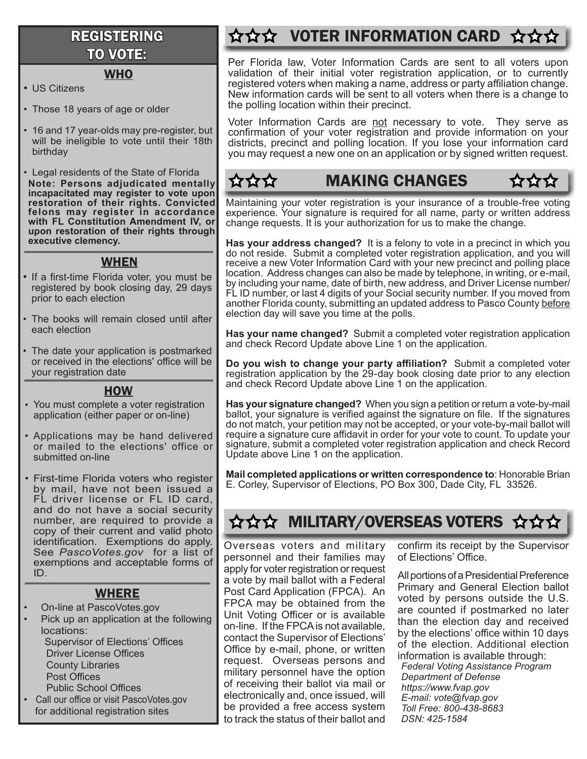## REGISTERING TO VOTE:

### WHO

- US Citizens
- Those 18 years of age or older
- 16 and 17 year-olds may pre-register, but will be ineligible to vote until their 18th birthday
- Legal residents of the State of Florida

**Note: Persons adjudicated mentally incapacitated may register to vote upon restoration of their rights. Convicted felons may register in accordance with FL Constitution Amendment IV, or upon restoration of their rights through executive clemency.**

### WHEN

- If a first-time Florida voter, you must be registered by book closing day, 29 days prior to each election
- The books will remain closed until after each election
- The date your application is postmarked or received in the elections' office will be your registration date

### HOW

- You must complete a voter registration application (either paper or on-line)
- Applications may be hand delivered or mailed to the elections' office or submitted on-line
- First-time Florida voters who register by mail, have not been issued a FL driver license or FL ID card, and do not have a social security number, are required to provide a copy of their current and valid photo identification. Exemptions do apply. See *PascoVotes.gov* for a list of exemptions and acceptable forms of ID.

### WHERE

- On-line at PascoVotes.gov
- Pick up an application at the following locations:
  - Supervisor of Elections' Offices
  - Driver License Offices
  - County Libraries
  - Post Offices
  - Public School Offices
- Call our office or visit PascoVotes.gov for additional registration sites

## ☆☆☆ VOTER INFORMATION CARD ☆☆☆

Per Florida law, Voter Information Cards are sent to all voters upon validation of their initial voter registration application, or to currently registered voters when making a name, address or party affiliation change. New information cards will be sent to all voters when there is a change to the polling location within their precinct.

Voter Information Cards are not necessary to vote. They serve as confirmation of your voter registration and provide information on your districts, precinct and polling location. If you lose your information card you may request a new one on an application or by signed written request.

## ☆☆☆ MAKING CHANGES ☆☆☆

Maintaining your voter registration is your insurance of a trouble-free voting experience. Your signature is required for all name, party or written address change requests. It is your authorization for us to make the change.

**Has your address changed?** It is a felony to vote in a precinct in which you do not reside. Submit a completed voter registration application, and you will receive a new Voter Information Card with your new precinct and polling place location. Address changes can also be made by telephone, in writing, or e-mail, by including your name, date of birth, new address, and Driver License number/ FL ID number, or last 4 digits of your Social security number. If you moved from another Florida county, submitting an updated address to Pasco County before election day will save you time at the polls.

**Has your name changed?** Submit a completed voter registration application and check Record Update above Line 1 on the application.

**Do you wish to change your party affiliation?** Submit a completed voter registration application by the 29-day book closing date prior to any election and check Record Update above Line 1 on the application.

**Has your signature changed?** When you sign a petition or return a vote-by-mail ballot, your signature is verified against the signature on file. If the signatures do not match, your petition may not be accepted, or your vote-by-mail ballot will require a signature cure affidavit in order for your vote to count. To update your signature, submit a completed voter registration application and check Record Update above Line 1 on the application.

**Mail completed applications or written correspondence to**: Honorable Brian E. Corley, Supervisor of Elections, PO Box 300, Dade City, FL 33526.

## ☆☆☆ MILITARY/OVERSEAS VOTERS ☆☆☆

Overseas voters and military personnel and their families may apply for voter registration or request a vote by mail ballot with a Federal Post Card Application (FPCA). An FPCA may be obtained from the Unit Voting Officer or is available on-line. If the FPCA is not available, contact the Supervisor of Elections' Office by e-mail, phone, or written request. Overseas persons and military personnel have the option of receiving their ballot via mail or electronically and, once issued, will be provided a free access system to track the status of their ballot and confirm its receipt by the Supervisor of Elections' Office.

All portions of a Presidential Preference Primary and General Election ballot voted by persons outside the U.S. are counted if postmarked no later than the election day and received by the elections' office within 10 days of the election. Additional election information is available through:

*Federal Voting Assistance Program*
*Department of Defense*
*https://www.fvap.gov*
*E-mail: vote@fvap.gov*
*Toll Free: 800-438-8683*
*DSN: 425-1584*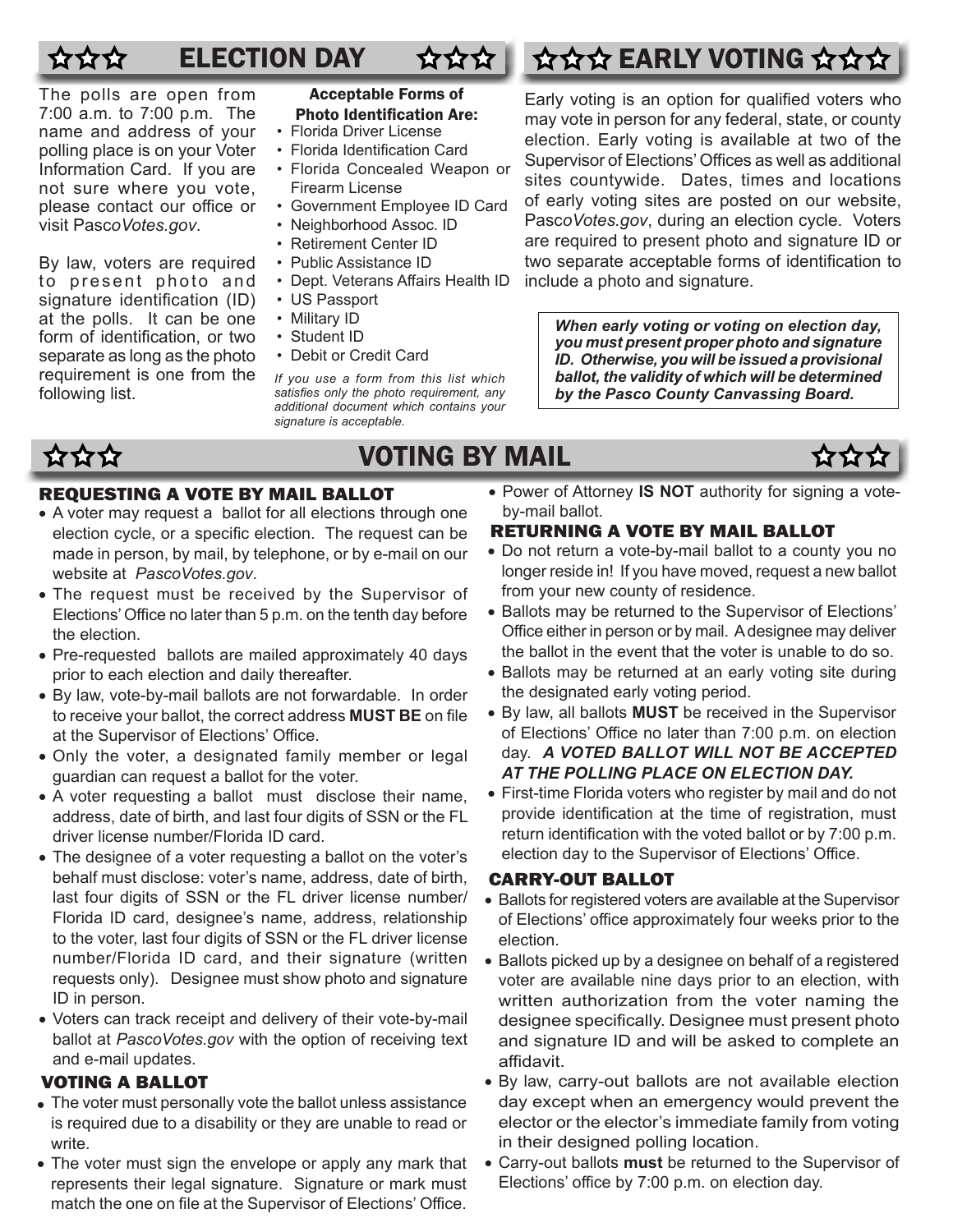## ☆☆☆ ELECTION DAY ☆☆☆

The polls are open from 7:00 a.m. to 7:00 p.m. The name and address of your polling place is on your Voter Information Card. If you are not sure where you vote, please contact our office or visit Pasco*Votes.gov*.

By law, voters are required to present photo and signature identification (ID) at the polls. It can be one form of identification, or two separate as long as the photo requirement is one from the following list.

**Acceptable Forms of Photo Identification Are:**

- Florida Driver License
- Florida Identification Card
- Florida Concealed Weapon or Firearm License
- Government Employee ID Card
- Neighborhood Assoc. ID
- Retirement Center ID
- Public Assistance ID
- Dept. Veterans Affairs Health ID
- US Passport
- Military ID
- Student ID
- Debit or Credit Card

*If you use a form from this list which satisfies only the photo requirement, any additional document which contains your signature is acceptable.*

## ☆☆☆ EARLY VOTING ☆☆☆

Early voting is an option for qualified voters who may vote in person for any federal, state, or county election. Early voting is available at two of the Supervisor of Elections' Offices as well as additional sites countywide. Dates, times and locations of early voting sites are posted on our website, Pasco*Votes.gov*, during an election cycle. Voters are required to present photo and signature ID or two separate acceptable forms of identification to include a photo and signature.

***When early voting or voting on election day, you must present proper photo and signature ID. Otherwise, you will be issued a provisional ballot, the validity of which will be determined by the Pasco County Canvassing Board.***

## ☆☆☆ VOTING BY MAIL ☆☆☆

### REQUESTING A VOTE BY MAIL BALLOT

- A voter may request a ballot for all elections through one election cycle, or a specific election. The request can be made in person, by mail, by telephone, or by e-mail on our website at *PascoVotes.gov*.
- The request must be received by the Supervisor of Elections' Office no later than 5 p.m. on the tenth day before the election.
- Pre-requested ballots are mailed approximately 40 days prior to each election and daily thereafter.
- By law, vote-by-mail ballots are not forwardable. In order to receive your ballot, the correct address **MUST BE** on file at the Supervisor of Elections' Office.
- Only the voter, a designated family member or legal guardian can request a ballot for the voter.
- A voter requesting a ballot must disclose their name, address, date of birth, and last four digits of SSN or the FL driver license number/Florida ID card.
- The designee of a voter requesting a ballot on the voter's behalf must disclose: voter's name, address, date of birth, last four digits of SSN or the FL driver license number/ Florida ID card, designee's name, address, relationship to the voter, last four digits of SSN or the FL driver license number/Florida ID card, and their signature (written requests only). Designee must show photo and signature ID in person.
- Voters can track receipt and delivery of their vote-by-mail ballot at *PascoVotes.gov* with the option of receiving text and e-mail updates.

### VOTING A BALLOT

- The voter must personally vote the ballot unless assistance is required due to a disability or they are unable to read or write.
- The voter must sign the envelope or apply any mark that represents their legal signature. Signature or mark must match the one on file at the Supervisor of Elections' Office.
- Power of Attorney **IS NOT** authority for signing a vote-by-mail ballot.

### RETURNING A VOTE BY MAIL BALLOT

- Do not return a vote-by-mail ballot to a county you no longer reside in! If you have moved, request a new ballot from your new county of residence.
- Ballots may be returned to the Supervisor of Elections' Office either in person or by mail. A designee may deliver the ballot in the event that the voter is unable to do so.
- Ballots may be returned at an early voting site during the designated early voting period.
- By law, all ballots **MUST** be received in the Supervisor of Elections' Office no later than 7:00 p.m. on election day. ***A VOTED BALLOT WILL NOT BE ACCEPTED AT THE POLLING PLACE ON ELECTION DAY.***
- First-time Florida voters who register by mail and do not provide identification at the time of registration, must return identification with the voted ballot or by 7:00 p.m. election day to the Supervisor of Elections' Office.

### CARRY-OUT BALLOT

- Ballots for registered voters are available at the Supervisor of Elections' office approximately four weeks prior to the election.
- Ballots picked up by a designee on behalf of a registered voter are available nine days prior to an election, with written authorization from the voter naming the designee specifically. Designee must present photo and signature ID and will be asked to complete an affidavit.
- By law, carry-out ballots are not available election day except when an emergency would prevent the elector or the elector's immediate family from voting in their designed polling location.
- Carry-out ballots **must** be returned to the Supervisor of Elections' office by 7:00 p.m. on election day.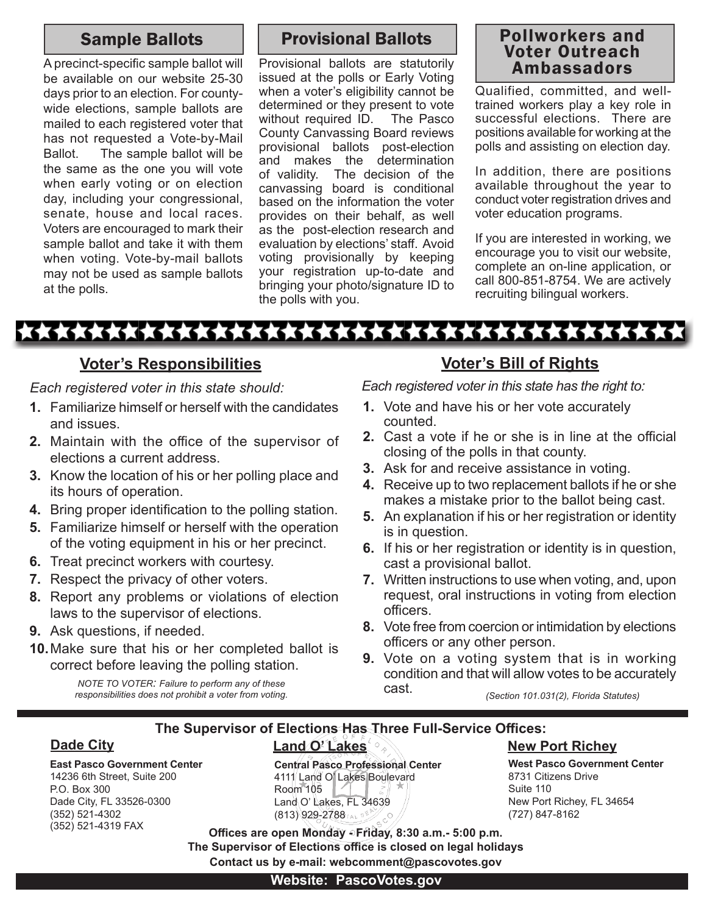## Sample Ballots

A precinct-specific sample ballot will be available on our website 25-30 days prior to an election. For county-wide elections, sample ballots are mailed to each registered voter that has not requested a Vote-by-Mail Ballot. The sample ballot will be the same as the one you will vote when early voting or on election day, including your congressional, senate, house and local races. Voters are encouraged to mark their sample ballot and take it with them when voting. Vote-by-mail ballots may not be used as sample ballots at the polls.

## Provisional Ballots

Provisional ballots are statutorily issued at the polls or Early Voting when a voter's eligibility cannot be determined or they present to vote without required ID. The Pasco County Canvassing Board reviews provisional ballots post-election and makes the determination of validity. The decision of the canvassing board is conditional based on the information the voter provides on their behalf, as well as the post-election research and evaluation by elections' staff. Avoid voting provisionally by keeping your registration up-to-date and bringing your photo/signature ID to the polls with you.

## Pollworkers and Voter Outreach Ambassadors

Qualified, committed, and well-trained workers play a key role in successful elections. There are positions available for working at the polls and assisting on election day.

In addition, there are positions available throughout the year to conduct voter registration drives and voter education programs.

If you are interested in working, we encourage you to visit our website, complete an on-line application, or call 800-851-8754. We are actively recruiting bilingual workers.

## Voter's Responsibilities

*Each registered voter in this state should:*

1. Familiarize himself or herself with the candidates and issues.
2. Maintain with the office of the supervisor of elections a current address.
3. Know the location of his or her polling place and its hours of operation.
4. Bring proper identification to the polling station.
5. Familiarize himself or herself with the operation of the voting equipment in his or her precinct.
6. Treat precinct workers with courtesy.
7. Respect the privacy of other voters.
8. Report any problems or violations of election laws to the supervisor of elections.
9. Ask questions, if needed.
10. Make sure that his or her completed ballot is correct before leaving the polling station.

*NOTE TO VOTER: Failure to perform any of these responsibilities does not prohibit a voter from voting.*

## Voter's Bill of Rights

*Each registered voter in this state has the right to:*

1. Vote and have his or her vote accurately counted.
2. Cast a vote if he or she is in line at the official closing of the polls in that county.
3. Ask for and receive assistance in voting.
4. Receive up to two replacement ballots if he or she makes a mistake prior to the ballot being cast.
5. An explanation if his or her registration or identity is in question.
6. If his or her registration or identity is in question, cast a provisional ballot.
7. Written instructions to use when voting, and, upon request, oral instructions in voting from election officers.
8. Vote free from coercion or intimidation by elections officers or any other person.
9. Vote on a voting system that is in working condition and that will allow votes to be accurately cast.

*(Section 101.031(2), Florida Statutes)*

**The Supervisor of Elections Has Three Full-Service Offices:**

**Dade City**

**East Pasco Government Center**
14236 6th Street, Suite 200
P.O. Box 300
Dade City, FL 33526-0300
(352) 521-4302
(352) 521-4319 FAX

**Land O' Lakes**

**Central Pasco Professional Center**
4111 Land O' Lakes Boulevard
Room 105
Land O' Lakes, FL 34639
(813) 929-2788

**New Port Richey**

**West Pasco Government Center**
8731 Citizens Drive
Suite 110
New Port Richey, FL 34654
(727) 847-8162

**Offices are open Monday - Friday, 8:30 a.m.- 5:00 p.m.**
**The Supervisor of Elections office is closed on legal holidays**
**Contact us by e-mail: webcomment@pascovotes.gov**

**Website: PascoVotes.gov**